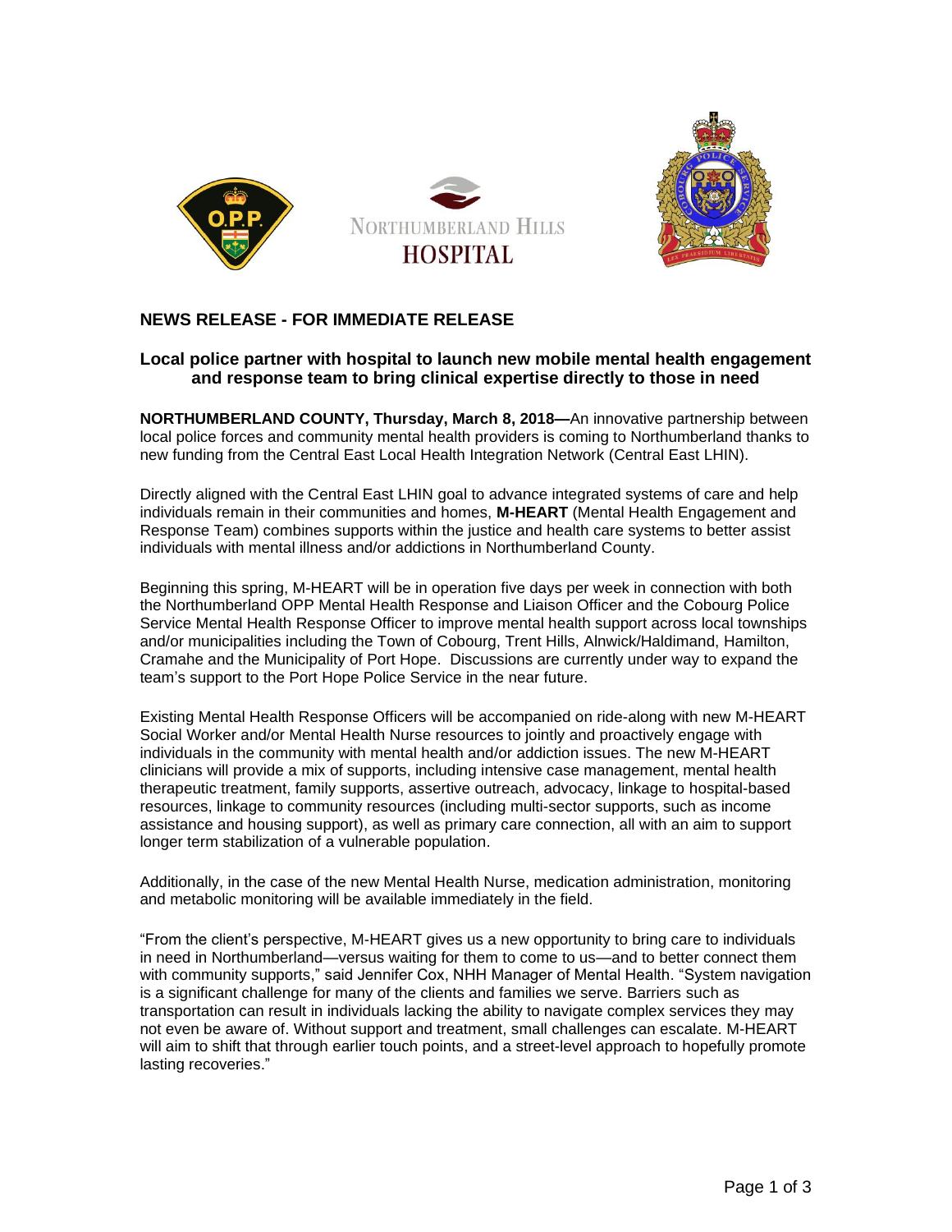NORTHUMBERLAND HILLS HOSPITAL

## NEWS RELEASE - FOR IMMEDIATE RELEASE

### Local police partner with hospital to launch new mobile mental health engagement and response team to bring clinical expertise directly to those in need

**NORTHUMBERLAND COUNTY, Thursday, March 8, 2018—**An innovative partnership between local police forces and community mental health providers is coming to Northumberland thanks to new funding from the Central East Local Health Integration Network (Central East LHIN).

Directly aligned with the Central East LHIN goal to advance integrated systems of care and help individuals remain in their communities and homes, **M-HEART** (Mental Health Engagement and Response Team) combines supports within the justice and health care systems to better assist individuals with mental illness and/or addictions in Northumberland County.

Beginning this spring, M-HEART will be in operation five days per week in connection with both the Northumberland OPP Mental Health Response and Liaison Officer and the Cobourg Police Service Mental Health Response Officer to improve mental health support across local townships and/or municipalities including the Town of Cobourg, Trent Hills, Alnwick/Haldimand, Hamilton, Cramahe and the Municipality of Port Hope. Discussions are currently under way to expand the team's support to the Port Hope Police Service in the near future.

Existing Mental Health Response Officers will be accompanied on ride-along with new M-HEART Social Worker and/or Mental Health Nurse resources to jointly and proactively engage with individuals in the community with mental health and/or addiction issues. The new M-HEART clinicians will provide a mix of supports, including intensive case management, mental health therapeutic treatment, family supports, assertive outreach, advocacy, linkage to hospital-based resources, linkage to community resources (including multi-sector supports, such as income assistance and housing support), as well as primary care connection, all with an aim to support longer term stabilization of a vulnerable population.

Additionally, in the case of the new Mental Health Nurse, medication administration, monitoring and metabolic monitoring will be available immediately in the field.

"From the client's perspective, M-HEART gives us a new opportunity to bring care to individuals in need in Northumberland—versus waiting for them to come to us—and to better connect them with community supports," said Jennifer Cox, NHH Manager of Mental Health. "System navigation is a significant challenge for many of the clients and families we serve. Barriers such as transportation can result in individuals lacking the ability to navigate complex services they may not even be aware of. Without support and treatment, small challenges can escalate. M-HEART will aim to shift that through earlier touch points, and a street-level approach to hopefully promote lasting recoveries."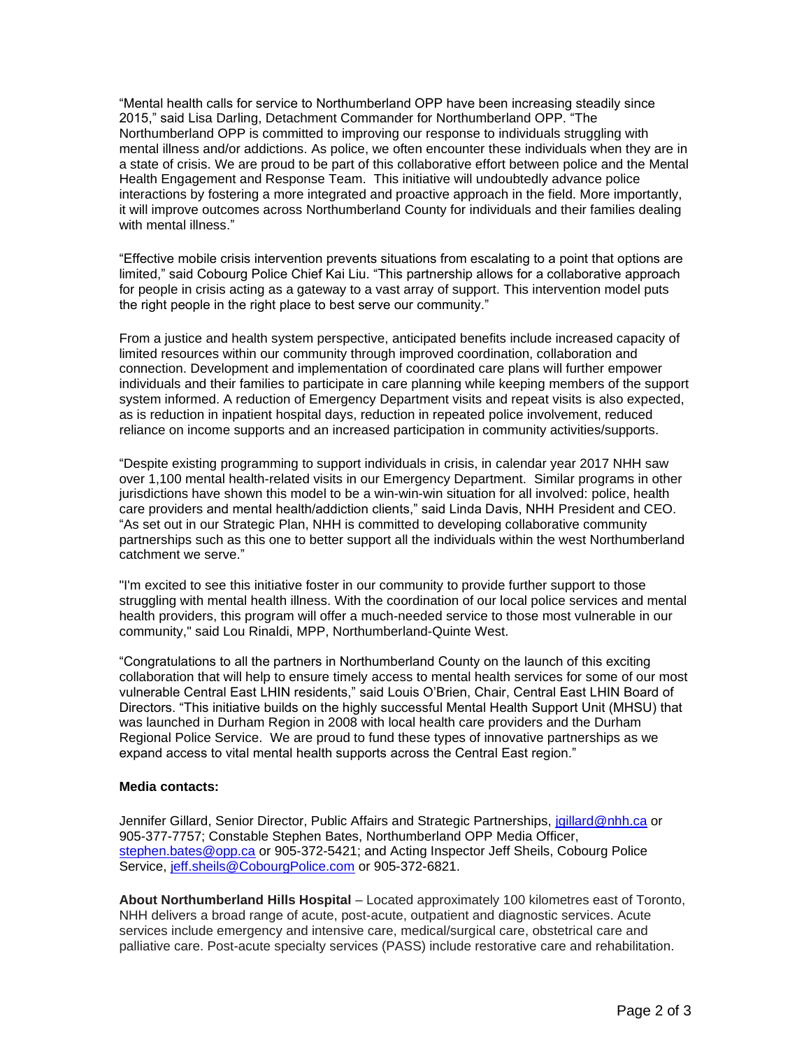“Mental health calls for service to Northumberland OPP have been increasing steadily since 2015,” said Lisa Darling, Detachment Commander for Northumberland OPP. “The Northumberland OPP is committed to improving our response to individuals struggling with mental illness and/or addictions. As police, we often encounter these individuals when they are in a state of crisis. We are proud to be part of this collaborative effort between police and the Mental Health Engagement and Response Team. This initiative will undoubtedly advance police interactions by fostering a more integrated and proactive approach in the field. More importantly, it will improve outcomes across Northumberland County for individuals and their families dealing with mental illness.”

“Effective mobile crisis intervention prevents situations from escalating to a point that options are limited,” said Cobourg Police Chief Kai Liu. “This partnership allows for a collaborative approach for people in crisis acting as a gateway to a vast array of support. This intervention model puts the right people in the right place to best serve our community.”

From a justice and health system perspective, anticipated benefits include increased capacity of limited resources within our community through improved coordination, collaboration and connection. Development and implementation of coordinated care plans will further empower individuals and their families to participate in care planning while keeping members of the support system informed. A reduction of Emergency Department visits and repeat visits is also expected, as is reduction in inpatient hospital days, reduction in repeated police involvement, reduced reliance on income supports and an increased participation in community activities/supports.

“Despite existing programming to support individuals in crisis, in calendar year 2017 NHH saw over 1,100 mental health-related visits in our Emergency Department. Similar programs in other jurisdictions have shown this model to be a win-win-win situation for all involved: police, health care providers and mental health/addiction clients,” said Linda Davis, NHH President and CEO. “As set out in our Strategic Plan, NHH is committed to developing collaborative community partnerships such as this one to better support all the individuals within the west Northumberland catchment we serve.”

"I'm excited to see this initiative foster in our community to provide further support to those struggling with mental health illness. With the coordination of our local police services and mental health providers, this program will offer a much-needed service to those most vulnerable in our community," said Lou Rinaldi, MPP, Northumberland-Quinte West.

“Congratulations to all the partners in Northumberland County on the launch of this exciting collaboration that will help to ensure timely access to mental health services for some of our most vulnerable Central East LHIN residents,” said Louis O’Brien, Chair, Central East LHIN Board of Directors. “This initiative builds on the highly successful Mental Health Support Unit (MHSU) that was launched in Durham Region in 2008 with local health care providers and the Durham Regional Police Service. We are proud to fund these types of innovative partnerships as we expand access to vital mental health supports across the Central East region.”

**Media contacts:**

Jennifer Gillard, Senior Director, Public Affairs and Strategic Partnerships, jgillard@nhh.ca or 905-377-7757; Constable Stephen Bates, Northumberland OPP Media Officer, stephen.bates@opp.ca or 905-372-5421; and Acting Inspector Jeff Sheils, Cobourg Police Service, jeff.sheils@CobourgPolice.com or 905-372-6821.

**About Northumberland Hills Hospital** – Located approximately 100 kilometres east of Toronto, NHH delivers a broad range of acute, post-acute, outpatient and diagnostic services. Acute services include emergency and intensive care, medical/surgical care, obstetrical care and palliative care. Post-acute specialty services (PASS) include restorative care and rehabilitation.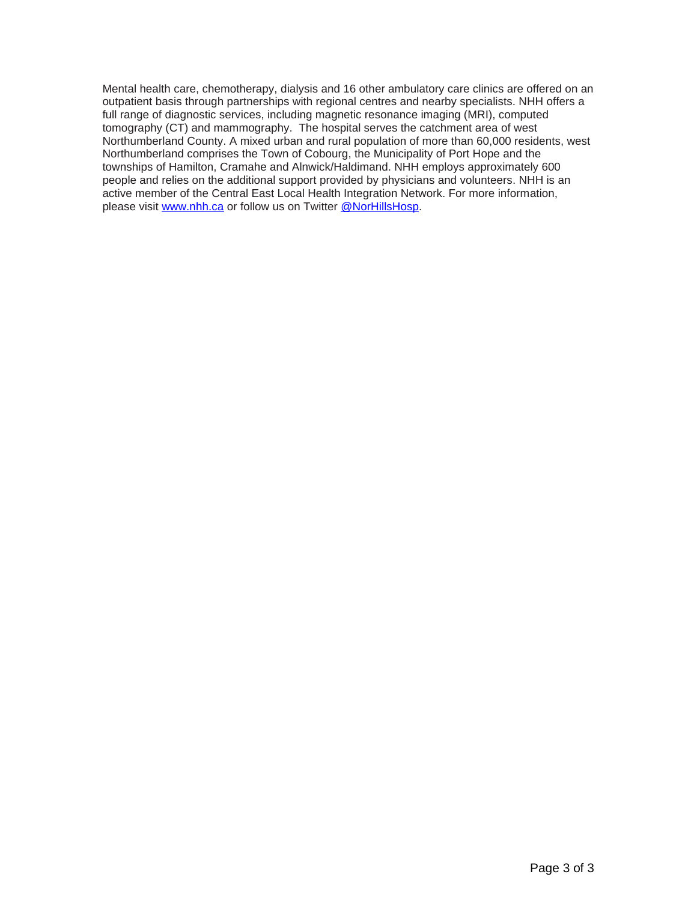Mental health care, chemotherapy, dialysis and 16 other ambulatory care clinics are offered on an outpatient basis through partnerships with regional centres and nearby specialists. NHH offers a full range of diagnostic services, including magnetic resonance imaging (MRI), computed tomography (CT) and mammography. The hospital serves the catchment area of west Northumberland County. A mixed urban and rural population of more than 60,000 residents, west Northumberland comprises the Town of Cobourg, the Municipality of Port Hope and the townships of Hamilton, Cramahe and Alnwick/Haldimand. NHH employs approximately 600 people and relies on the additional support provided by physicians and volunteers. NHH is an active member of the Central East Local Health Integration Network. For more information, please visit [www.nhh.ca](http://www.nhh.ca) or follow us on Twitter [@NorHillsHosp](https://twitter.com/NorHillsHosp).